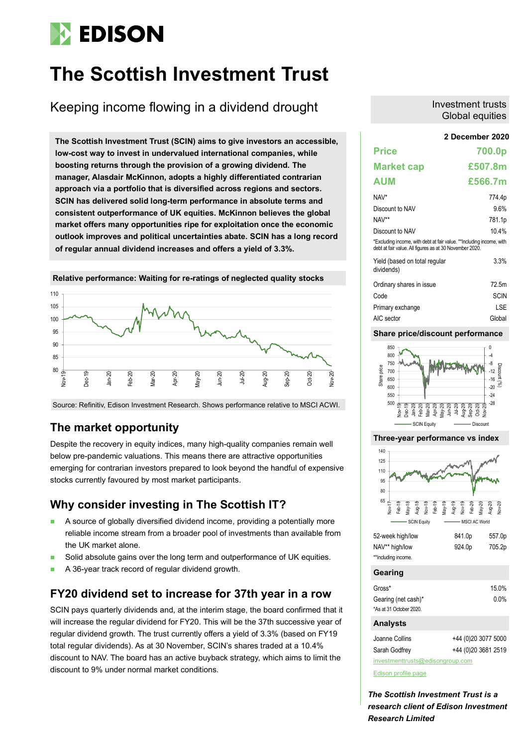# EDISON

# The Scottish Investment Trust

## Keeping income flowing in a dividend drought

Investment trusts
Global equities

**2 December 2020**

**The Scottish Investment Trust (SCIN) aims to give investors an accessible, low-cost way to invest in undervalued international companies, while boosting returns through the provision of a growing dividend. The manager, Alasdair McKinnon, adopts a highly differentiated contrarian approach via a portfolio that is diversified across regions and sectors. SCIN has delivered solid long-term performance in absolute terms and consistent outperformance of UK equities. McKinnon believes the global market offers many opportunities ripe for exploitation once the economic outlook improves and political uncertainties abate. SCIN has a long record of regular annual dividend increases and offers a yield of 3.3%.**

**Relative performance: Waiting for re-ratings of neglected quality stocks**

Source: Refinitiv, Edison Investment Research. Shows performance relative to MSCI ACWI.

## The market opportunity

Despite the recovery in equity indices, many high-quality companies remain well below pre-pandemic valuations. This means there are attractive opportunities emerging for contrarian investors prepared to look beyond the handful of expensive stocks currently favoured by most market participants.

## Why consider investing in The Scottish IT?

- A source of globally diversified dividend income, providing a potentially more reliable income stream from a broader pool of investments than available from the UK market alone.
- Solid absolute gains over the long term and outperformance of UK equities.
- A 36-year track record of regular dividend growth.

## FY20 dividend set to increase for 37th year in a row

SCIN pays quarterly dividends and, at the interim stage, the board confirmed that it will increase the regular dividend for FY20. This will be the 37th successive year of regular dividend growth. The trust currently offers a yield of 3.3% (based on FY19 total regular dividends). As at 30 November, SCIN's shares traded at a 10.4% discount to NAV. The board has an active buyback strategy, which aims to limit the discount to 9% under normal market conditions.

| | |
|---|---|
| **Price** | **700.0p** |
| **Market cap** | **£507.8m** |
| **AUM** | **£566.7m** |
| NAV* | 774.4p |
| Discount to NAV | 9.6% |
| NAV** | 781.1p |
| Discount to NAV | 10.4% |

*Excluding income, with debt at fair value. **Including income, with debt at fair value. All figures as at 30 November 2020.

| | |
|---|---|
| Yield (based on total regular dividends) | 3.3% |
| Ordinary shares in issue | 72.5m |
| Code | SCIN |
| Primary exchange | LSE |
| AIC sector | Global |

**Share price/discount performance**

**Three-year performance vs index**

| | | |
|---|---|---|
| 52-week high/low | 841.0p | 557.0p |
| NAV** high/low | 924.0p | 705.2p |

**Including income.

### Gearing

| | |
|---|---|
| Gross* | 15.0% |
| Gearing (net cash)* | 0.0% |

*As at 31 October 2020.

### Analysts

| | |
|---|---|
| Joanne Collins | +44 (0)20 3077 5000 |
| Sarah Godfrey | +44 (0)20 3681 2519 |

investmenttrusts@edisongroup.com

Edison profile page

***The Scottish Investment Trust is a research client of Edison Investment Research Limited***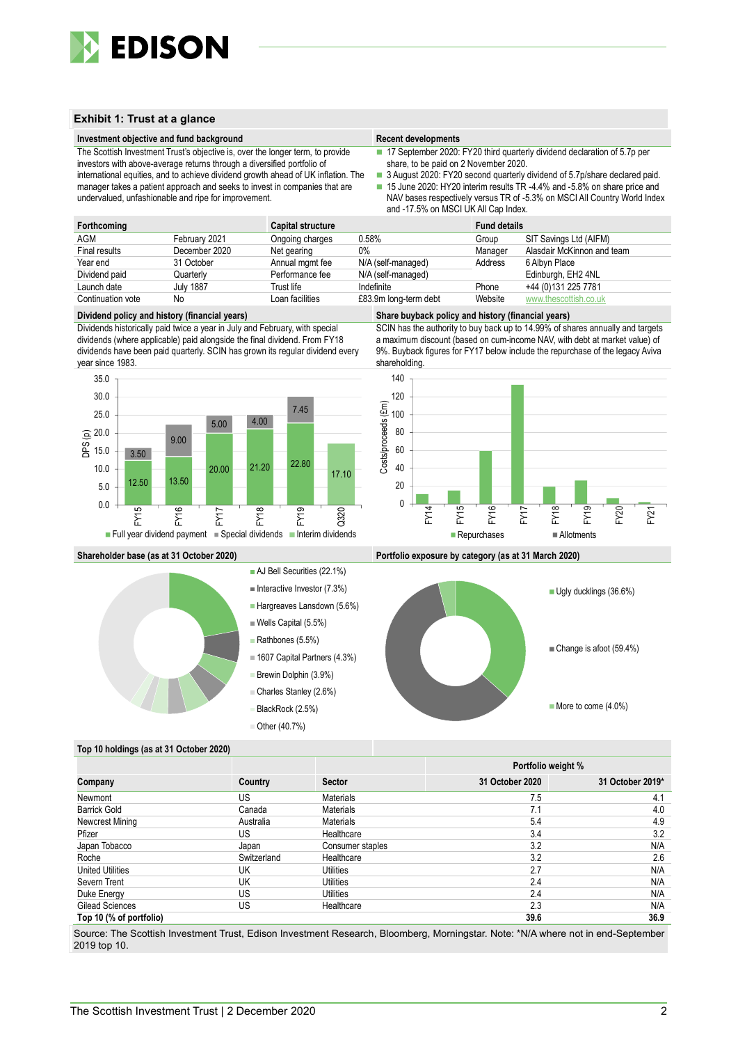## Exhibit 1: Trust at a glance

### Investment objective and fund background

The Scottish Investment Trust's objective is, over the longer term, to provide investors with above-average returns through a diversified portfolio of international equities, and to achieve dividend growth ahead of UK inflation. The manager takes a patient approach and seeks to invest in companies that are undervalued, unfashionable and ripe for improvement.

### Recent developments

- 17 September 2020: FY20 third quarterly dividend declaration of 5.7p per share, to be paid on 2 November 2020.
- 3 August 2020: FY20 second quarterly dividend of 5.7p/share declared paid.
- 15 June 2020: HY20 interim results TR -4.4% and -5.8% on share price and NAV bases respectively versus TR of -5.3% on MSCI All Country World Index and -17.5% on MSCI UK All Cap Index.

| Forthcoming | | Capital structure | | Fund details | |
|---|---|---|---|---|---|
| AGM | February 2021 | Ongoing charges | 0.58% | Group | SIT Savings Ltd (AIFM) |
| Final results | December 2020 | Net gearing | 0% | Manager | Alasdair McKinnon and team |
| Year end | 31 October | Annual mgmt fee | N/A (self-managed) | Address | 6 Albyn Place |
| Dividend paid | Quarterly | Performance fee | N/A (self-managed) | | Edinburgh, EH2 4NL |
| Launch date | July 1887 | Trust life | Indefinite | Phone | +44 (0)131 225 7781 |
| Continuation vote | No | Loan facilities | £83.9m long-term debt | Website | www.thescottish.co.uk |

### Dividend policy and history (financial years)

Dividends historically paid twice a year in July and February, with special dividends (where applicable) paid alongside the final dividend. From FY18 dividends have been paid quarterly. SCIN has grown its regular dividend every year since 1983.

| DPS (p) | FY15 | FY16 | FY17 | FY18 | FY19 | Q320 |
|---|---|---|---|---|---|---|
| Full year dividend payment | 12.50 | 13.50 | 20.00 | 21.20 | 22.80 | |
| Special dividends | 3.50 | 9.00 | 5.00 | 4.00 | 7.45 | |
| Interim dividends | | | | | | 17.10 |

### Share buyback policy and history (financial years)

SCIN has the authority to buy back up to 14.99% of shares annually and targets a maximum discount (based on cum-income NAV, with debt at market value) of 9%. Buyback figures for FY17 below include the repurchase of the legacy Aviva shareholding.

Chart: Costs/proceeds (£m) of Repurchases and Allotments, FY14–FY21.

### Shareholder base (as at 31 October 2020)

- AJ Bell Securities (22.1%)
- Interactive Investor (7.3%)
- Hargreaves Lansdown (5.6%)
- Wells Capital (5.5%)
- Rathbones (5.5%)
- 1607 Capital Partners (4.3%)
- Brewin Dolphin (3.9%)
- Charles Stanley (2.6%)
- BlackRock (2.5%)
- Other (40.7%)

### Portfolio exposure by category (as at 31 March 2020)

- Ugly ducklings (36.6%)
- Change is afoot (59.4%)
- More to come (4.0%)

### Top 10 holdings (as at 31 October 2020)

| Company | Country | Sector | Portfolio weight % 31 October 2020 | Portfolio weight % 31 October 2019* |
|---|---|---|---|---|
| Newmont | US | Materials | 7.5 | 4.1 |
| Barrick Gold | Canada | Materials | 7.1 | 4.0 |
| Newcrest Mining | Australia | Materials | 5.4 | 4.9 |
| Pfizer | US | Healthcare | 3.4 | 3.2 |
| Japan Tobacco | Japan | Consumer staples | 3.2 | N/A |
| Roche | Switzerland | Healthcare | 3.2 | 2.6 |
| United Utilities | UK | Utilities | 2.7 | N/A |
| Severn Trent | UK | Utilities | 2.4 | N/A |
| Duke Energy | US | Utilities | 2.4 | N/A |
| Gilead Sciences | US | Healthcare | 2.3 | N/A |
| **Top 10 (% of portfolio)** | | | **39.6** | **36.9** |

Source: The Scottish Investment Trust, Edison Investment Research, Bloomberg, Morningstar. Note: *N/A where not in end-September 2019 top 10.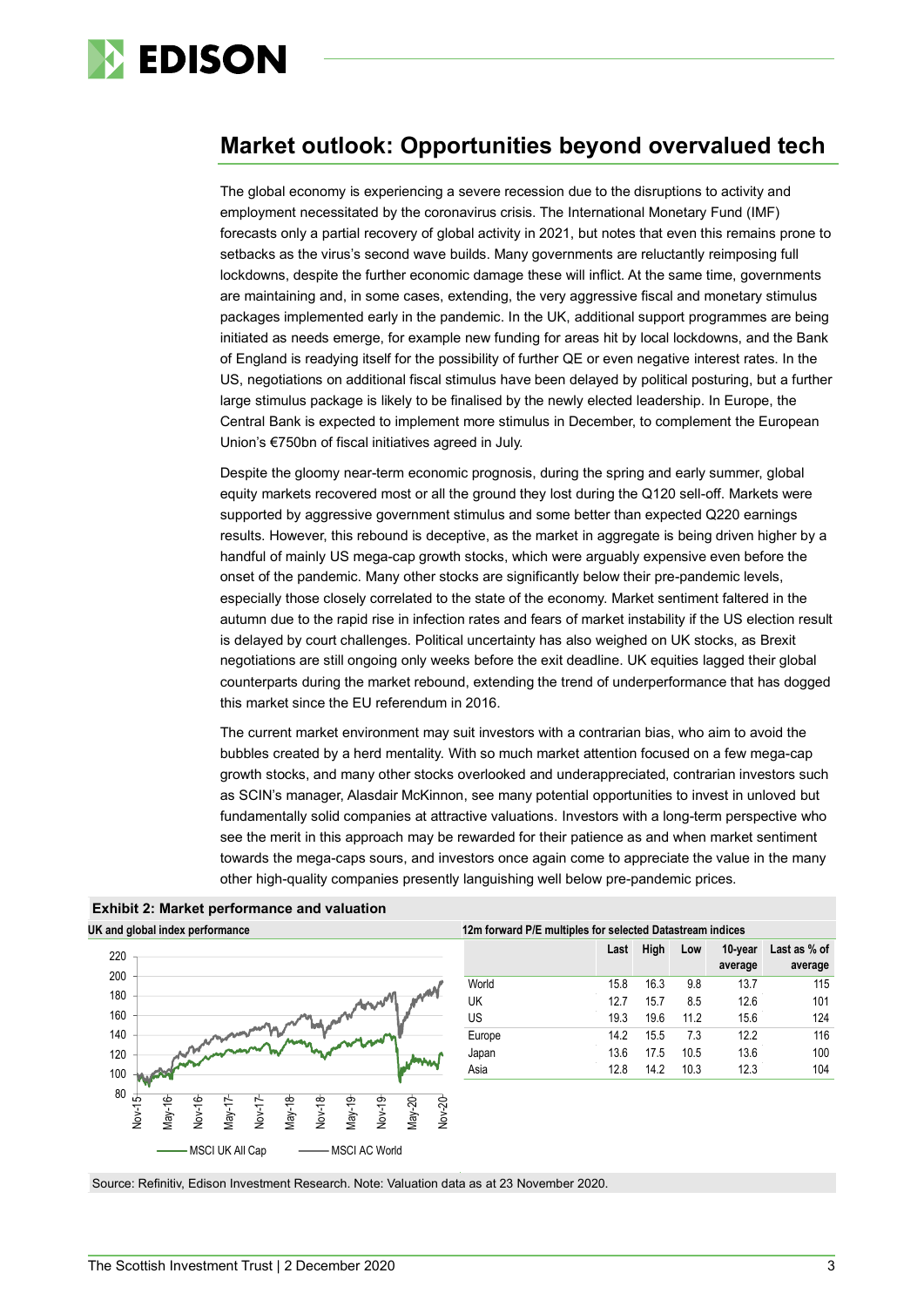## Market outlook: Opportunities beyond overvalued tech

The global economy is experiencing a severe recession due to the disruptions to activity and employment necessitated by the coronavirus crisis. The International Monetary Fund (IMF) forecasts only a partial recovery of global activity in 2021, but notes that even this remains prone to setbacks as the virus's second wave builds. Many governments are reluctantly reimposing full lockdowns, despite the further economic damage these will inflict. At the same time, governments are maintaining and, in some cases, extending, the very aggressive fiscal and monetary stimulus packages implemented early in the pandemic. In the UK, additional support programmes are being initiated as needs emerge, for example new funding for areas hit by local lockdowns, and the Bank of England is readying itself for the possibility of further QE or even negative interest rates. In the US, negotiations on additional fiscal stimulus have been delayed by political posturing, but a further large stimulus package is likely to be finalised by the newly elected leadership. In Europe, the Central Bank is expected to implement more stimulus in December, to complement the European Union's €750bn of fiscal initiatives agreed in July.

Despite the gloomy near-term economic prognosis, during the spring and early summer, global equity markets recovered most or all the ground they lost during the Q120 sell-off. Markets were supported by aggressive government stimulus and some better than expected Q220 earnings results. However, this rebound is deceptive, as the market in aggregate is being driven higher by a handful of mainly US mega-cap growth stocks, which were arguably expensive even before the onset of the pandemic. Many other stocks are significantly below their pre-pandemic levels, especially those closely correlated to the state of the economy. Market sentiment faltered in the autumn due to the rapid rise in infection rates and fears of market instability if the US election result is delayed by court challenges. Political uncertainty has also weighed on UK stocks, as Brexit negotiations are still ongoing only weeks before the exit deadline. UK equities lagged their global counterparts during the market rebound, extending the trend of underperformance that has dogged this market since the EU referendum in 2016.

The current market environment may suit investors with a contrarian bias, who aim to avoid the bubbles created by a herd mentality. With so much market attention focused on a few mega-cap growth stocks, and many other stocks overlooked and underappreciated, contrarian investors such as SCIN's manager, Alasdair McKinnon, see many potential opportunities to invest in unloved but fundamentally solid companies at attractive valuations. Investors with a long-term perspective who see the merit in this approach may be rewarded for their patience as and when market sentiment towards the mega-caps sours, and investors once again come to appreciate the value in the many other high-quality companies presently languishing well below pre-pandemic prices.

**Exhibit 2: Market performance and valuation**

**UK and global index performance**

(Chart: MSCI UK All Cap and MSCI AC World, Nov-15 to Nov-20)

**12m forward P/E multiples for selected Datastream indices**

| | Last | High | Low | 10-year average | Last as % of average |
|---|---|---|---|---|---|
| World | 15.8 | 16.3 | 9.8 | 13.7 | 115 |
| UK | 12.7 | 15.7 | 8.5 | 12.6 | 101 |
| US | 19.3 | 19.6 | 11.2 | 15.6 | 124 |
| Europe | 14.2 | 15.5 | 7.3 | 12.2 | 116 |
| Japan | 13.6 | 17.5 | 10.5 | 13.6 | 100 |
| Asia | 12.8 | 14.2 | 10.3 | 12.3 | 104 |

Source: Refinitiv, Edison Investment Research. Note: Valuation data as at 23 November 2020.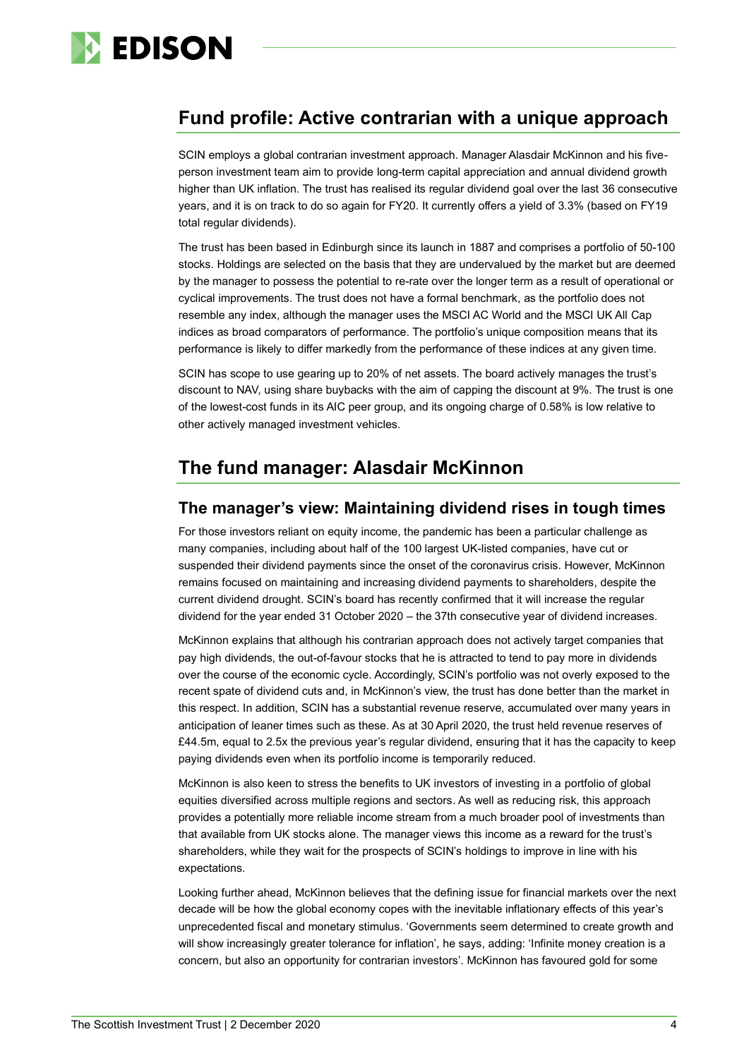## Fund profile: Active contrarian with a unique approach

SCIN employs a global contrarian investment approach. Manager Alasdair McKinnon and his five-person investment team aim to provide long-term capital appreciation and annual dividend growth higher than UK inflation. The trust has realised its regular dividend goal over the last 36 consecutive years, and it is on track to do so again for FY20. It currently offers a yield of 3.3% (based on FY19 total regular dividends).

The trust has been based in Edinburgh since its launch in 1887 and comprises a portfolio of 50-100 stocks. Holdings are selected on the basis that they are undervalued by the market but are deemed by the manager to possess the potential to re-rate over the longer term as a result of operational or cyclical improvements. The trust does not have a formal benchmark, as the portfolio does not resemble any index, although the manager uses the MSCI AC World and the MSCI UK All Cap indices as broad comparators of performance. The portfolio's unique composition means that its performance is likely to differ markedly from the performance of these indices at any given time.

SCIN has scope to use gearing up to 20% of net assets. The board actively manages the trust's discount to NAV, using share buybacks with the aim of capping the discount at 9%. The trust is one of the lowest-cost funds in its AIC peer group, and its ongoing charge of 0.58% is low relative to other actively managed investment vehicles.

## The fund manager: Alasdair McKinnon

### The manager's view: Maintaining dividend rises in tough times

For those investors reliant on equity income, the pandemic has been a particular challenge as many companies, including about half of the 100 largest UK-listed companies, have cut or suspended their dividend payments since the onset of the coronavirus crisis. However, McKinnon remains focused on maintaining and increasing dividend payments to shareholders, despite the current dividend drought. SCIN's board has recently confirmed that it will increase the regular dividend for the year ended 31 October 2020 – the 37th consecutive year of dividend increases.

McKinnon explains that although his contrarian approach does not actively target companies that pay high dividends, the out-of-favour stocks that he is attracted to tend to pay more in dividends over the course of the economic cycle. Accordingly, SCIN's portfolio was not overly exposed to the recent spate of dividend cuts and, in McKinnon's view, the trust has done better than the market in this respect. In addition, SCIN has a substantial revenue reserve, accumulated over many years in anticipation of leaner times such as these. As at 30 April 2020, the trust held revenue reserves of £44.5m, equal to 2.5x the previous year's regular dividend, ensuring that it has the capacity to keep paying dividends even when its portfolio income is temporarily reduced.

McKinnon is also keen to stress the benefits to UK investors of investing in a portfolio of global equities diversified across multiple regions and sectors. As well as reducing risk, this approach provides a potentially more reliable income stream from a much broader pool of investments than that available from UK stocks alone. The manager views this income as a reward for the trust's shareholders, while they wait for the prospects of SCIN's holdings to improve in line with his expectations.

Looking further ahead, McKinnon believes that the defining issue for financial markets over the next decade will be how the global economy copes with the inevitable inflationary effects of this year's unprecedented fiscal and monetary stimulus. 'Governments seem determined to create growth and will show increasingly greater tolerance for inflation', he says, adding: 'Infinite money creation is a concern, but also an opportunity for contrarian investors'. McKinnon has favoured gold for some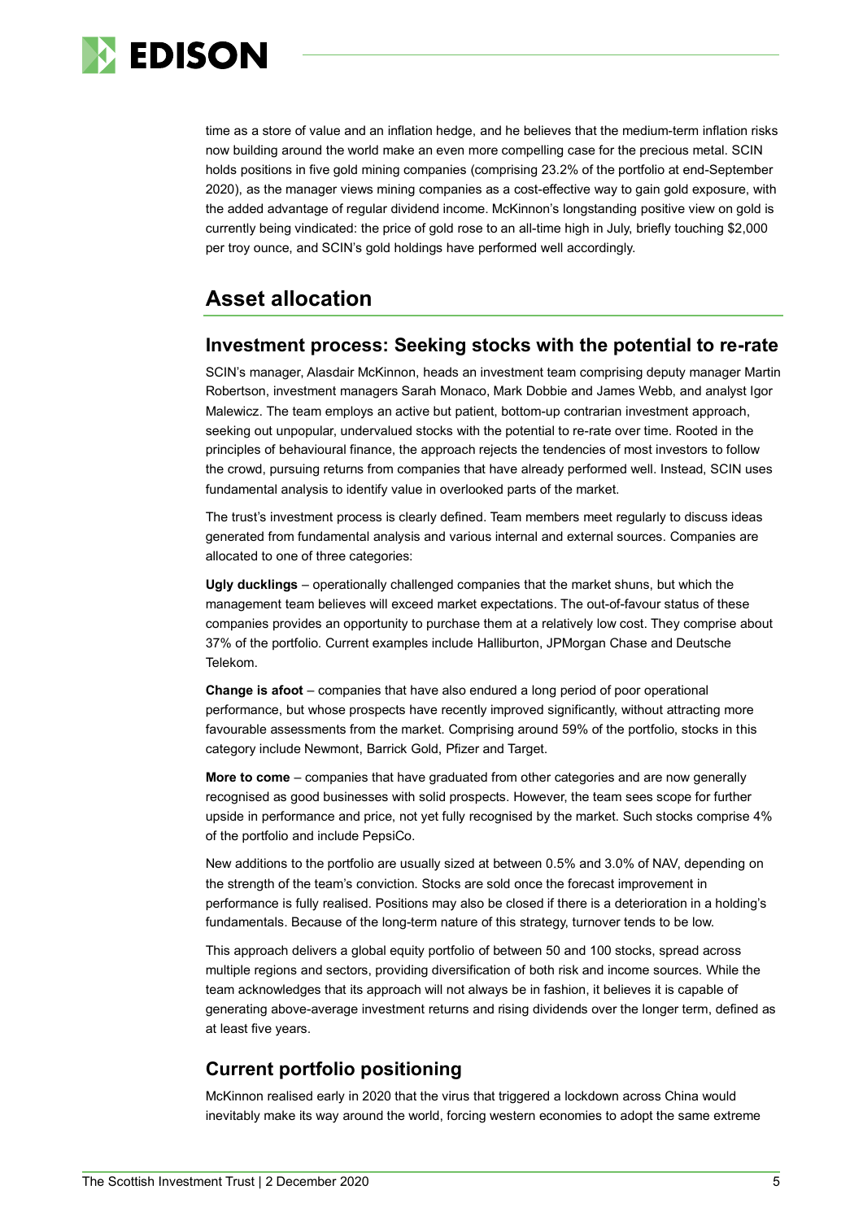time as a store of value and an inflation hedge, and he believes that the medium-term inflation risks now building around the world make an even more compelling case for the precious metal. SCIN holds positions in five gold mining companies (comprising 23.2% of the portfolio at end-September 2020), as the manager views mining companies as a cost-effective way to gain gold exposure, with the added advantage of regular dividend income. McKinnon's longstanding positive view on gold is currently being vindicated: the price of gold rose to an all-time high in July, briefly touching \$2,000 per troy ounce, and SCIN's gold holdings have performed well accordingly.

## Asset allocation

### Investment process: Seeking stocks with the potential to re-rate

SCIN's manager, Alasdair McKinnon, heads an investment team comprising deputy manager Martin Robertson, investment managers Sarah Monaco, Mark Dobbie and James Webb, and analyst Igor Malewicz. The team employs an active but patient, bottom-up contrarian investment approach, seeking out unpopular, undervalued stocks with the potential to re-rate over time. Rooted in the principles of behavioural finance, the approach rejects the tendencies of most investors to follow the crowd, pursuing returns from companies that have already performed well. Instead, SCIN uses fundamental analysis to identify value in overlooked parts of the market.

The trust's investment process is clearly defined. Team members meet regularly to discuss ideas generated from fundamental analysis and various internal and external sources. Companies are allocated to one of three categories:

**Ugly ducklings** – operationally challenged companies that the market shuns, but which the management team believes will exceed market expectations. The out-of-favour status of these companies provides an opportunity to purchase them at a relatively low cost. They comprise about 37% of the portfolio. Current examples include Halliburton, JPMorgan Chase and Deutsche Telekom.

**Change is afoot** – companies that have also endured a long period of poor operational performance, but whose prospects have recently improved significantly, without attracting more favourable assessments from the market. Comprising around 59% of the portfolio, stocks in this category include Newmont, Barrick Gold, Pfizer and Target.

**More to come** – companies that have graduated from other categories and are now generally recognised as good businesses with solid prospects. However, the team sees scope for further upside in performance and price, not yet fully recognised by the market. Such stocks comprise 4% of the portfolio and include PepsiCo.

New additions to the portfolio are usually sized at between 0.5% and 3.0% of NAV, depending on the strength of the team's conviction. Stocks are sold once the forecast improvement in performance is fully realised. Positions may also be closed if there is a deterioration in a holding's fundamentals. Because of the long-term nature of this strategy, turnover tends to be low.

This approach delivers a global equity portfolio of between 50 and 100 stocks, spread across multiple regions and sectors, providing diversification of both risk and income sources. While the team acknowledges that its approach will not always be in fashion, it believes it is capable of generating above-average investment returns and rising dividends over the longer term, defined as at least five years.

### Current portfolio positioning

McKinnon realised early in 2020 that the virus that triggered a lockdown across China would inevitably make its way around the world, forcing western economies to adopt the same extreme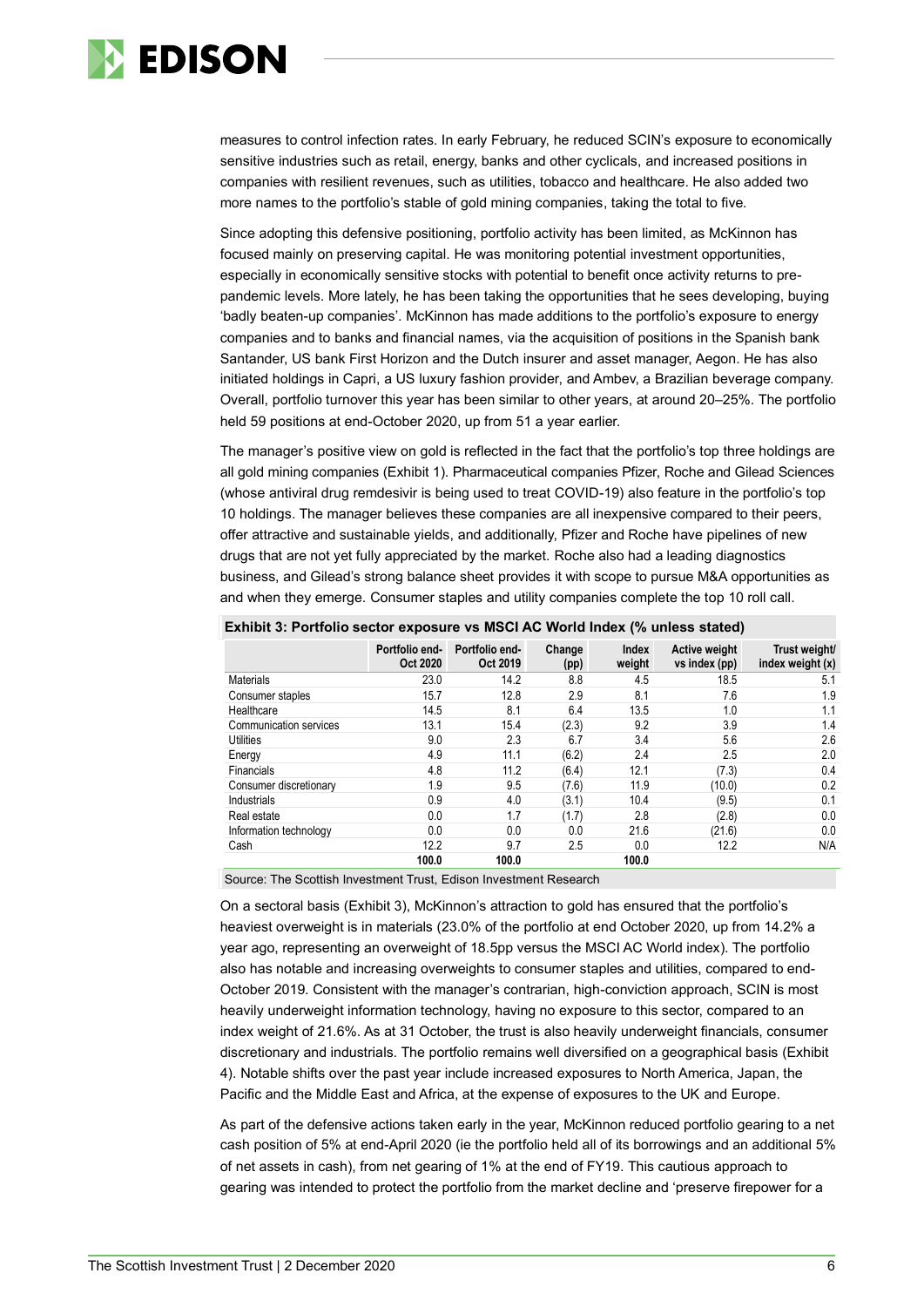measures to control infection rates. In early February, he reduced SCIN's exposure to economically sensitive industries such as retail, energy, banks and other cyclicals, and increased positions in companies with resilient revenues, such as utilities, tobacco and healthcare. He also added two more names to the portfolio's stable of gold mining companies, taking the total to five.

Since adopting this defensive positioning, portfolio activity has been limited, as McKinnon has focused mainly on preserving capital. He was monitoring potential investment opportunities, especially in economically sensitive stocks with potential to benefit once activity returns to pre-pandemic levels. More lately, he has been taking the opportunities that he sees developing, buying 'badly beaten-up companies'. McKinnon has made additions to the portfolio's exposure to energy companies and to banks and financial names, via the acquisition of positions in the Spanish bank Santander, US bank First Horizon and the Dutch insurer and asset manager, Aegon. He has also initiated holdings in Capri, a US luxury fashion provider, and Ambev, a Brazilian beverage company. Overall, portfolio turnover this year has been similar to other years, at around 20–25%. The portfolio held 59 positions at end-October 2020, up from 51 a year earlier.

The manager's positive view on gold is reflected in the fact that the portfolio's top three holdings are all gold mining companies (Exhibit 1). Pharmaceutical companies Pfizer, Roche and Gilead Sciences (whose antiviral drug remdesivir is being used to treat COVID-19) also feature in the portfolio's top 10 holdings. The manager believes these companies are all inexpensive compared to their peers, offer attractive and sustainable yields, and additionally, Pfizer and Roche have pipelines of new drugs that are not yet fully appreciated by the market. Roche also had a leading diagnostics business, and Gilead's strong balance sheet provides it with scope to pursue M&A opportunities as and when they emerge. Consumer staples and utility companies complete the top 10 roll call.

**Exhibit 3: Portfolio sector exposure vs MSCI AC World Index (% unless stated)**

| | Portfolio end-Oct 2020 | Portfolio end-Oct 2019 | Change (pp) | Index weight | Active weight vs index (pp) | Trust weight/ index weight (x) |
|---|---|---|---|---|---|---|
| Materials | 23.0 | 14.2 | 8.8 | 4.5 | 18.5 | 5.1 |
| Consumer staples | 15.7 | 12.8 | 2.9 | 8.1 | 7.6 | 1.9 |
| Healthcare | 14.5 | 8.1 | 6.4 | 13.5 | 1.0 | 1.1 |
| Communication services | 13.1 | 15.4 | (2.3) | 9.2 | 3.9 | 1.4 |
| Utilities | 9.0 | 2.3 | 6.7 | 3.4 | 5.6 | 2.6 |
| Energy | 4.9 | 11.1 | (6.2) | 2.4 | 2.5 | 2.0 |
| Financials | 4.8 | 11.2 | (6.4) | 12.1 | (7.3) | 0.4 |
| Consumer discretionary | 1.9 | 9.5 | (7.6) | 11.9 | (10.0) | 0.2 |
| Industrials | 0.9 | 4.0 | (3.1) | 10.4 | (9.5) | 0.1 |
| Real estate | 0.0 | 1.7 | (1.7) | 2.8 | (2.8) | 0.0 |
| Information technology | 0.0 | 0.0 | 0.0 | 21.6 | (21.6) | 0.0 |
| Cash | 12.2 | 9.7 | 2.5 | 0.0 | 12.2 | N/A |
| | **100.0** | **100.0** | | **100.0** | | |

Source: The Scottish Investment Trust, Edison Investment Research

On a sectoral basis (Exhibit 3), McKinnon's attraction to gold has ensured that the portfolio's heaviest overweight is in materials (23.0% of the portfolio at end October 2020, up from 14.2% a year ago, representing an overweight of 18.5pp versus the MSCI AC World index). The portfolio also has notable and increasing overweights to consumer staples and utilities, compared to end-October 2019. Consistent with the manager's contrarian, high-conviction approach, SCIN is most heavily underweight information technology, having no exposure to this sector, compared to an index weight of 21.6%. As at 31 October, the trust is also heavily underweight financials, consumer discretionary and industrials. The portfolio remains well diversified on a geographical basis (Exhibit 4). Notable shifts over the past year include increased exposures to North America, Japan, the Pacific and the Middle East and Africa, at the expense of exposures to the UK and Europe.

As part of the defensive actions taken early in the year, McKinnon reduced portfolio gearing to a net cash position of 5% at end-April 2020 (ie the portfolio held all of its borrowings and an additional 5% of net assets in cash), from net gearing of 1% at the end of FY19. This cautious approach to gearing was intended to protect the portfolio from the market decline and 'preserve firepower for a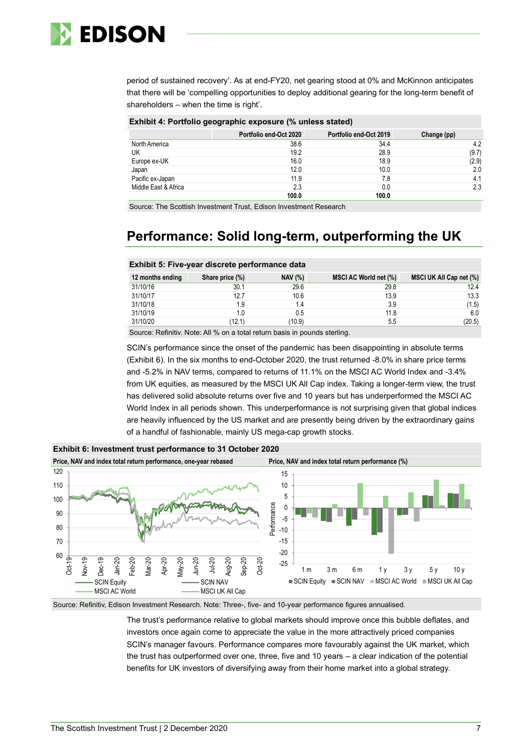period of sustained recovery'. As at end-FY20, net gearing stood at 0% and McKinnon anticipates that there will be 'compelling opportunities to deploy additional gearing for the long-term benefit of shareholders – when the time is right'.

**Exhibit 4: Portfolio geographic exposure (% unless stated)**

| | Portfolio end-Oct 2020 | Portfolio end-Oct 2019 | Change (pp) |
|---|---|---|---|
| North America | 38.6 | 34.4 | 4.2 |
| UK | 19.2 | 28.9 | (9.7) |
| Europe ex-UK | 16.0 | 18.9 | (2.9) |
| Japan | 12.0 | 10.0 | 2.0 |
| Pacific ex-Japan | 11.9 | 7.8 | 4.1 |
| Middle East & Africa | 2.3 | 0.0 | 2.3 |
| | **100.0** | **100.0** | |

Source: The Scottish Investment Trust, Edison Investment Research

## Performance: Solid long-term, outperforming the UK

**Exhibit 5: Five-year discrete performance data**

| 12 months ending | Share price (%) | NAV (%) | MSCI AC World net (%) | MSCI UK All Cap net (%) |
|---|---|---|---|---|
| 31/10/16 | 30.1 | 29.6 | 29.8 | 12.4 |
| 31/10/17 | 12.7 | 10.6 | 13.9 | 13.3 |
| 31/10/18 | 1.9 | 1.4 | 3.9 | (1.5) |
| 31/10/19 | 1.0 | 0.5 | 11.8 | 6.0 |
| 31/10/20 | (12.1) | (10.9) | 5.5 | (20.5) |

Source: Refinitiv. Note: All % on a total return basis in pounds sterling.

SCIN's performance since the onset of the pandemic has been disappointing in absolute terms (Exhibit 6). In the six months to end-October 2020, the trust returned -8.0% in share price terms and -5.2% in NAV terms, compared to returns of 11.1% on the MSCI AC World Index and -3.4% from UK equities, as measured by the MSCI UK All Cap index. Taking a longer-term view, the trust has delivered solid absolute returns over five and 10 years but has underperformed the MSCI AC World Index in all periods shown. This underperformance is not surprising given that global indices are heavily influenced by the US market and are presently being driven by the extraordinary gains of a handful of fashionable, mainly US mega-cap growth stocks.

**Exhibit 6: Investment trust performance to 31 October 2020**

Price, NAV and index total return performance, one-year rebased | Price, NAV and index total return performance (%)

Source: Refinitiv, Edison Investment Research. Note: Three-, five- and 10-year performance figures annualised.

The trust's performance relative to global markets should improve once this bubble deflates, and investors once again come to appreciate the value in the more attractively priced companies SCIN's manager favours. Performance compares more favourably against the UK market, which the trust has outperformed over one, three, five and 10 years – a clear indication of the potential benefits for UK investors of diversifying away from their home market into a global strategy.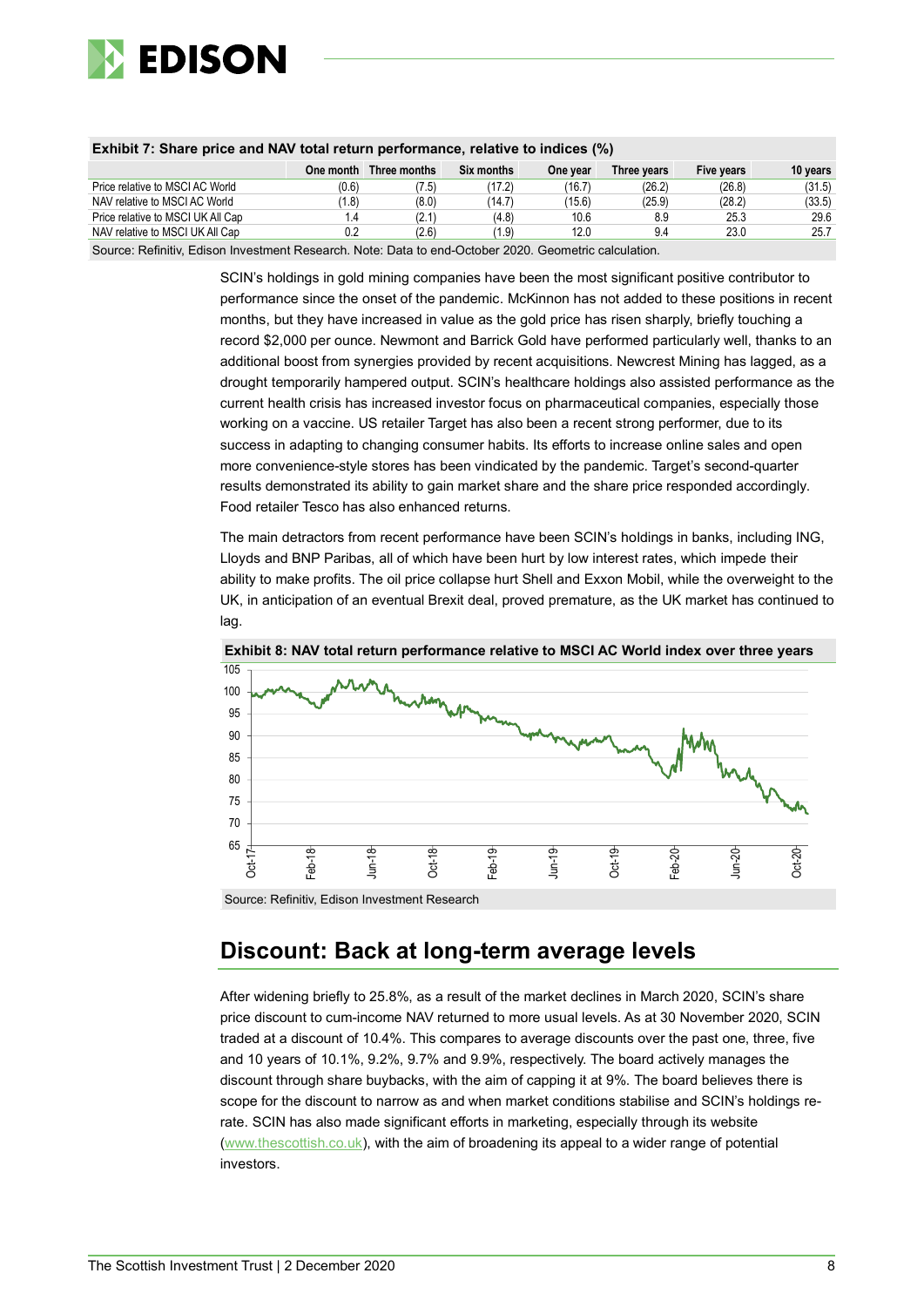**Exhibit 7: Share price and NAV total return performance, relative to indices (%)**

| | One month | Three months | Six months | One year | Three years | Five years | 10 years |
|---|---|---|---|---|---|---|---|
| Price relative to MSCI AC World | (0.6) | (7.5) | (17.2) | (16.7) | (26.2) | (26.8) | (31.5) |
| NAV relative to MSCI AC World | (1.8) | (8.0) | (14.7) | (15.6) | (25.9) | (28.2) | (33.5) |
| Price relative to MSCI UK All Cap | 1.4 | (2.1) | (4.8) | 10.6 | 8.9 | 25.3 | 29.6 |
| NAV relative to MSCI UK All Cap | 0.2 | (2.6) | (1.9) | 12.0 | 9.4 | 23.0 | 25.7 |

Source: Refinitiv, Edison Investment Research. Note: Data to end-October 2020. Geometric calculation.

SCIN's holdings in gold mining companies have been the most significant positive contributor to performance since the onset of the pandemic. McKinnon has not added to these positions in recent months, but they have increased in value as the gold price has risen sharply, briefly touching a record $2,000 per ounce. Newmont and Barrick Gold have performed particularly well, thanks to an additional boost from synergies provided by recent acquisitions. Newcrest Mining has lagged, as a drought temporarily hampered output. SCIN's healthcare holdings also assisted performance as the current health crisis has increased investor focus on pharmaceutical companies, especially those working on a vaccine. US retailer Target has also been a recent strong performer, due to its success in adapting to changing consumer habits. Its efforts to increase online sales and open more convenience-style stores has been vindicated by the pandemic. Target's second-quarter results demonstrated its ability to gain market share and the share price responded accordingly. Food retailer Tesco has also enhanced returns.

The main detractors from recent performance have been SCIN's holdings in banks, including ING, Lloyds and BNP Paribas, all of which have been hurt by low interest rates, which impede their ability to make profits. The oil price collapse hurt Shell and Exxon Mobil, while the overweight to the UK, in anticipation of an eventual Brexit deal, proved premature, as the UK market has continued to lag.

**Exhibit 8: NAV total return performance relative to MSCI AC World index over three years**

Source: Refinitiv, Edison Investment Research

## Discount: Back at long-term average levels

After widening briefly to 25.8%, as a result of the market declines in March 2020, SCIN's share price discount to cum-income NAV returned to more usual levels. As at 30 November 2020, SCIN traded at a discount of 10.4%. This compares to average discounts over the past one, three, five and 10 years of 10.1%, 9.2%, 9.7% and 9.9%, respectively. The board actively manages the discount through share buybacks, with the aim of capping it at 9%. The board believes there is scope for the discount to narrow as and when market conditions stabilise and SCIN's holdings re-rate. SCIN has also made significant efforts in marketing, especially through its website (www.thescottish.co.uk), with the aim of broadening its appeal to a wider range of potential investors.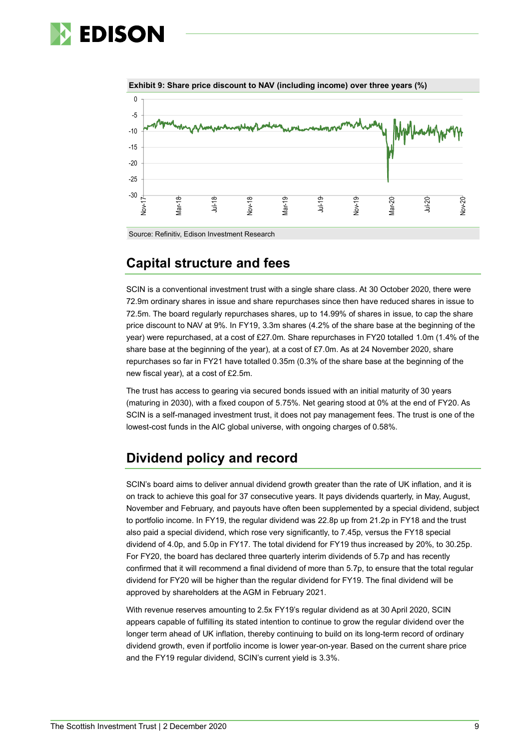**Exhibit 9: Share price discount to NAV (including income) over three years (%)**

Source: Refinitiv, Edison Investment Research

## Capital structure and fees

SCIN is a conventional investment trust with a single share class. At 30 October 2020, there were 72.9m ordinary shares in issue and share repurchases since then have reduced shares in issue to 72.5m. The board regularly repurchases shares, up to 14.99% of shares in issue, to cap the share price discount to NAV at 9%. In FY19, 3.3m shares (4.2% of the share base at the beginning of the year) were repurchased, at a cost of £27.0m. Share repurchases in FY20 totalled 1.0m (1.4% of the share base at the beginning of the year), at a cost of £7.0m. As at 24 November 2020, share repurchases so far in FY21 have totalled 0.35m (0.3% of the share base at the beginning of the new fiscal year), at a cost of £2.5m.

The trust has access to gearing via secured bonds issued with an initial maturity of 30 years (maturing in 2030), with a fixed coupon of 5.75%. Net gearing stood at 0% at the end of FY20. As SCIN is a self-managed investment trust, it does not pay management fees. The trust is one of the lowest-cost funds in the AIC global universe, with ongoing charges of 0.58%.

## Dividend policy and record

SCIN's board aims to deliver annual dividend growth greater than the rate of UK inflation, and it is on track to achieve this goal for 37 consecutive years. It pays dividends quarterly, in May, August, November and February, and payouts have often been supplemented by a special dividend, subject to portfolio income. In FY19, the regular dividend was 22.8p up from 21.2p in FY18 and the trust also paid a special dividend, which rose very significantly, to 7.45p, versus the FY18 special dividend of 4.0p, and 5.0p in FY17. The total dividend for FY19 thus increased by 20%, to 30.25p. For FY20, the board has declared three quarterly interim dividends of 5.7p and has recently confirmed that it will recommend a final dividend of more than 5.7p, to ensure that the total regular dividend for FY20 will be higher than the regular dividend for FY19. The final dividend will be approved by shareholders at the AGM in February 2021.

With revenue reserves amounting to 2.5x FY19's regular dividend as at 30 April 2020, SCIN appears capable of fulfilling its stated intention to continue to grow the regular dividend over the longer term ahead of UK inflation, thereby continuing to build on its long-term record of ordinary dividend growth, even if portfolio income is lower year-on-year. Based on the current share price and the FY19 regular dividend, SCIN's current yield is 3.3%.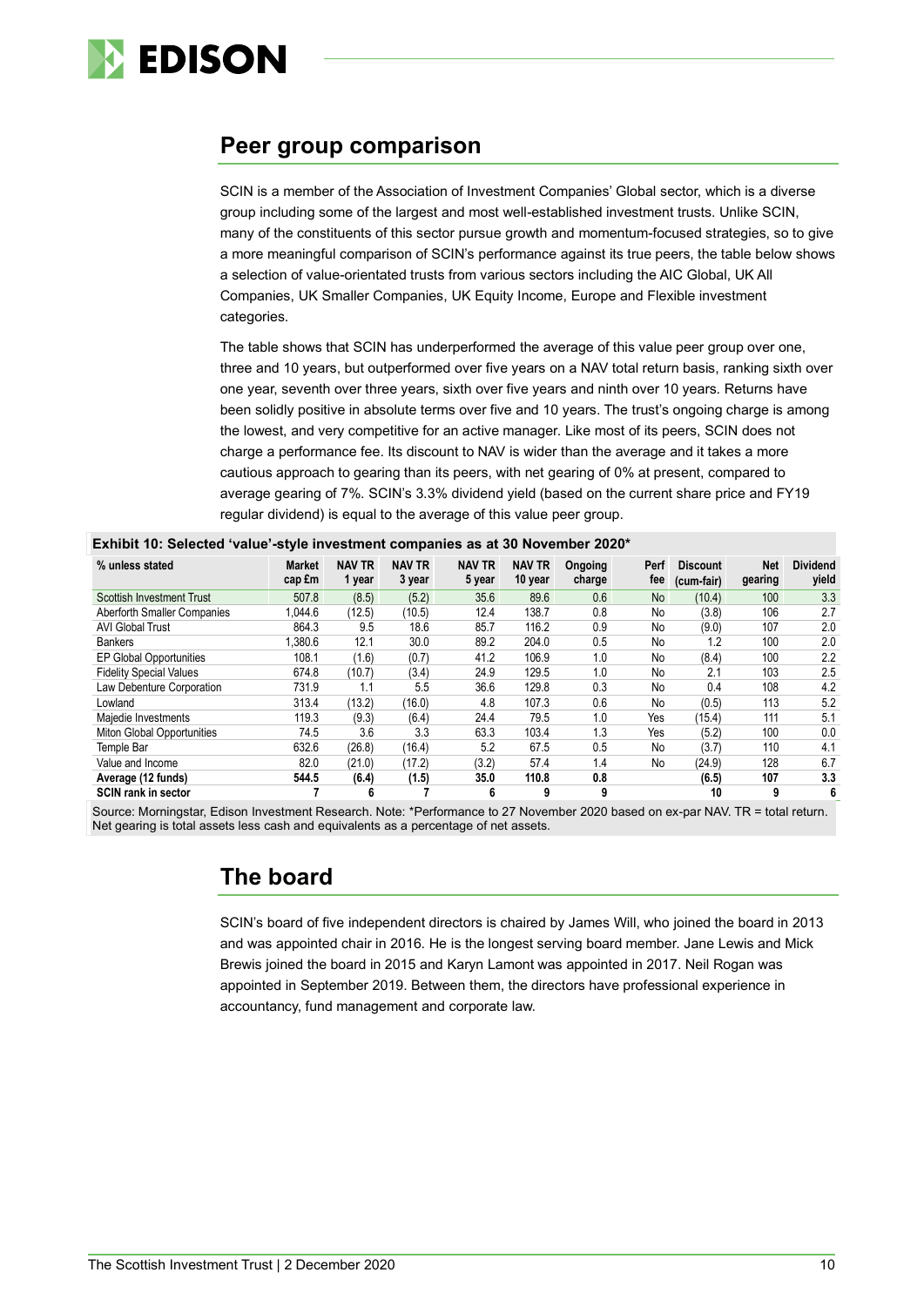## Peer group comparison

SCIN is a member of the Association of Investment Companies' Global sector, which is a diverse group including some of the largest and most well-established investment trusts. Unlike SCIN, many of the constituents of this sector pursue growth and momentum-focused strategies, so to give a more meaningful comparison of SCIN's performance against its true peers, the table below shows a selection of value-orientated trusts from various sectors including the AIC Global, UK All Companies, UK Smaller Companies, UK Equity Income, Europe and Flexible investment categories.

The table shows that SCIN has underperformed the average of this value peer group over one, three and 10 years, but outperformed over five years on a NAV total return basis, ranking sixth over one year, seventh over three years, sixth over five years and ninth over 10 years. Returns have been solidly positive in absolute terms over five and 10 years. The trust's ongoing charge is among the lowest, and very competitive for an active manager. Like most of its peers, SCIN does not charge a performance fee. Its discount to NAV is wider than the average and it takes a more cautious approach to gearing than its peers, with net gearing of 0% at present, compared to average gearing of 7%. SCIN's 3.3% dividend yield (based on the current share price and FY19 regular dividend) is equal to the average of this value peer group.

**Exhibit 10: Selected 'value'-style investment companies as at 30 November 2020***

| % unless stated | Market cap £m | NAV TR 1 year | NAV TR 3 year | NAV TR 5 year | NAV TR 10 year | Ongoing charge | Perf fee | Discount (cum-fair) | Net gearing | Dividend yield |
|---|---|---|---|---|---|---|---|---|---|---|
| Scottish Investment Trust | 507.8 | (8.5) | (5.2) | 35.6 | 89.6 | 0.6 | No | (10.4) | 100 | 3.3 |
| Aberforth Smaller Companies | 1,044.6 | (12.5) | (10.5) | 12.4 | 138.7 | 0.8 | No | (3.8) | 106 | 2.7 |
| AVI Global Trust | 864.3 | 9.5 | 18.6 | 85.7 | 116.2 | 0.9 | No | (9.0) | 107 | 2.0 |
| Bankers | 1,380.6 | 12.1 | 30.0 | 89.2 | 204.0 | 0.5 | No | 1.2 | 100 | 2.0 |
| EP Global Opportunities | 108.1 | (1.6) | (0.7) | 41.2 | 106.9 | 1.0 | No | (8.4) | 100 | 2.2 |
| Fidelity Special Values | 674.8 | (10.7) | (3.4) | 24.9 | 129.5 | 1.0 | No | 2.1 | 103 | 2.5 |
| Law Debenture Corporation | 731.9 | 1.1 | 5.5 | 36.6 | 129.8 | 0.3 | No | 0.4 | 108 | 4.2 |
| Lowland | 313.4 | (13.2) | (16.0) | 4.8 | 107.3 | 0.6 | No | (0.5) | 113 | 5.2 |
| Majedie Investments | 119.3 | (9.3) | (6.4) | 24.4 | 79.5 | 1.0 | Yes | (15.4) | 111 | 5.1 |
| Miton Global Opportunities | 74.5 | 3.6 | 3.3 | 63.3 | 103.4 | 1.3 | Yes | (5.2) | 100 | 0.0 |
| Temple Bar | 632.6 | (26.8) | (16.4) | 5.2 | 67.5 | 0.5 | No | (3.7) | 110 | 4.1 |
| Value and Income | 82.0 | (21.0) | (17.2) | (3.2) | 57.4 | 1.4 | No | (24.9) | 128 | 6.7 |
| **Average (12 funds)** | **544.5** | **(6.4)** | **(1.5)** | **35.0** | **110.8** | **0.8** | | **(6.5)** | **107** | **3.3** |
| **SCIN rank in sector** | **7** | **6** | **7** | **6** | **9** | **9** | | **10** | **9** | **6** |

Source: Morningstar, Edison Investment Research. Note: *Performance to 27 November 2020 based on ex-par NAV. TR = total return. Net gearing is total assets less cash and equivalents as a percentage of net assets.

## The board

SCIN's board of five independent directors is chaired by James Will, who joined the board in 2013 and was appointed chair in 2016. He is the longest serving board member. Jane Lewis and Mick Brewis joined the board in 2015 and Karyn Lamont was appointed in 2017. Neil Rogan was appointed in September 2019. Between them, the directors have professional experience in accountancy, fund management and corporate law.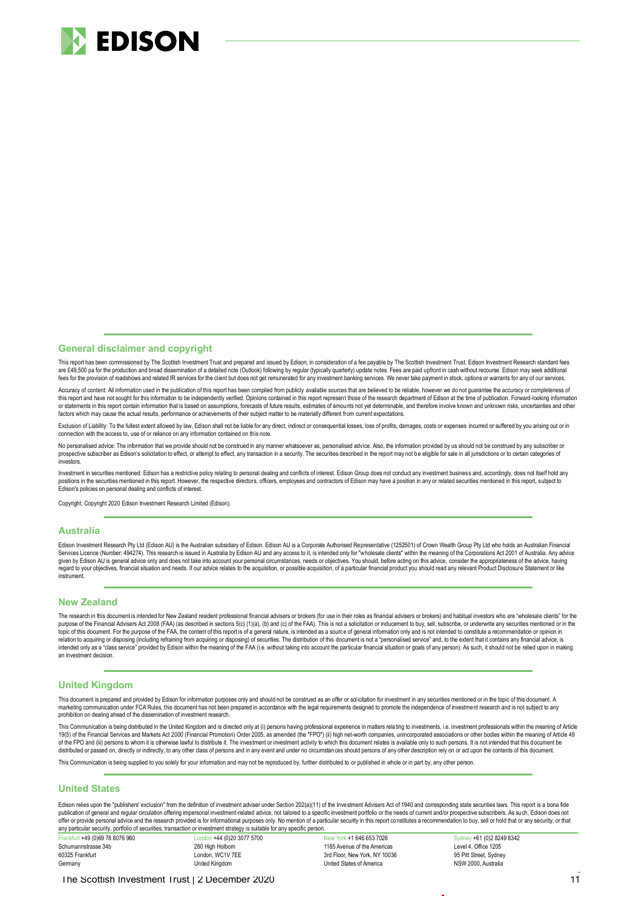## General disclaimer and copyright

This report has been commissioned by The Scottish Investment Trust and prepared and issued by Edison, in consideration of a fee payable by The Scottish Investment Trust. Edison Investment Research standard fees are £49,500 pa for the production and broad dissemination of a detailed note (Outlook) following by regular (typically quarterly) update notes. Fees are paid upfront in cash without recourse. Edison may seek additional fees for the provision of roadshows and related IR services for the client but does not get remunerated for any investment banking services. We never take payment in stock, options or warrants for any of our services.

Accuracy of content: All information used in the publication of this report has been compiled from publicly available sources that are believed to be reliable, however we do not guarantee the accuracy or completeness of this report and have not sought for this information to be independently verified. Opinions contained in this report represent those of the research department of Edison at the time of publication. Forward-looking information or statements in this report contain information that is based on assumptions, forecasts of future results, estimates of amounts not yet determinable, and therefore involve known and unknown risks, uncertainties and other factors which may cause the actual results, performance or achievements of their subject matter to be materially different from current expectations.

Exclusion of Liability: To the fullest extent allowed by law, Edison shall not be liable for any direct, indirect or consequential losses, loss of profits, damages, costs or expenses incurred or suffered by you arising out or in connection with the access to, use of or reliance on any information contained on this note.

No personalised advice: The information that we provide should not be construed in any manner whatsoever as, personalised advice. Also, the information provided by us should not be construed by any subscriber or prospective subscriber as Edison's solicitation to effect, or attempt to effect, any transaction in a security. The securities described in the report may not be eligible for sale in all jurisdictions or to certain categories of investors.

Investment in securities mentioned: Edison has a restrictive policy relating to personal dealing and conflicts of interest. Edison Group does not conduct any investment business and, accordingly, does not itself hold any positions in the securities mentioned in this report. However, the respective directors, officers, employees and contractors of Edison may have a position in any or related securities mentioned in this report, subject to Edison's policies on personal dealing and conflicts of interest.

Copyright: Copyright 2020 Edison Investment Research Limited (Edison).

## Australia

Edison Investment Research Pty Ltd (Edison AU) is the Australian subsidiary of Edison. Edison AU is a Corporate Authorised Representative (1252501) of Crown Wealth Group Pty Ltd who holds an Australian Financial Services Licence (Number: 494274). This research is issued in Australia by Edison AU and any access to it, is intended only for "wholesale clients" within the meaning of the Corporations Act 2001 of Australia. Any advice given by Edison AU is general advice only and does not take into account your personal circumstances, needs or objectives. You should, before acting on this advice, consider the appropriateness of the advice, having regard to your objectives, financial situation and needs. If our advice relates to the acquisition, or possible acquisition, of a particular financial product you should read any relevant Product Disclosure Statement or like instrument.

## New Zealand

The research in this document is intended for New Zealand resident professional financial advisers or brokers (for use in their roles as financial advisers or brokers) and habitual investors who are "wholesale clients" for the purpose of the Financial Advisers Act 2008 (FAA) (as described in sections 5(c) (1)(a), (b) and (c) of the FAA). This is not a solicitation or inducement to buy, sell, subscribe, or underwrite any securities mentioned or in the topic of this document. For the purpose of the FAA, the content of this report is of a general nature, is intended as a source of general information only and is not intended to constitute a recommendation or opinion in relation to acquiring or disposing (including refraining from acquiring or disposing) of securities. The distribution of this document is not a "personalised service" and, to the extent that it contains any financial advice, is intended only as a "class service" provided by Edison within the meaning of the FAA (i.e. without taking into account the particular financial situation or goals of any person). As such, it should not be relied upon in making an investment decision.

## United Kingdom

This document is prepared and provided by Edison for information purposes only and should not be construed as an offer or solicitation for investment in any securities mentioned or in the topic of this document. A marketing communication under FCA Rules, this document has not been prepared in accordance with the legal requirements designed to promote the independence of investment research and is not subject to any prohibition on dealing ahead of the dissemination of investment research.

This Communication is being distributed in the United Kingdom and is directed only at (i) persons having professional experience in matters relating to investments, i.e. investment professionals within the meaning of Article 19(5) of the Financial Services and Markets Act 2000 (Financial Promotion) Order 2005, as amended (the "FPO") (ii) high net-worth companies, unincorporated associations or other bodies within the meaning of Article 49 of the FPO and (iii) persons to whom it is otherwise lawful to distribute it. The investment or investment activity to which this document relates is available only to such persons. It is not intended that this document be distributed or passed on, directly or indirectly, to any other class of persons and in any event and under no circumstances should persons of any other description rely on or act upon the contents of this document.

This Communication is being supplied to you solely for your information and may not be reproduced by, further distributed to or published in whole or in part by, any other person.

## United States

Edison relies upon the "publishers' exclusion" from the definition of investment adviser under Section 202(a)(11) of the Investment Advisers Act of 1940 and corresponding state securities laws. This report is a bona fide publication of general and regular circulation offering impersonal investment-related advice, not tailored to a specific investment portfolio or the needs of current and/or prospective subscribers. As such, Edison does not offer or provide personal advice and the research provided is for informational purposes only. No mention of a particular security in this report constitutes a recommendation to buy, sell or hold that or any security, or that any particular security, portfolio of securities, transaction or investment strategy is suitable for any specific person.

Frankfurt +49 (0)69 78 8076 960
Schumannstrasse 34b
60325 Frankfurt
Germany

London +44 (0)20 3077 5700
280 High Holborn
London, WC1V 7EE
United Kingdom

New York +1 646 653 7026
1185 Avenue of the Americas
3rd Floor, New York, NY 10036
United States of America

Sydney +61 (0)2 8249 8342
Level 4, Office 1205
95 Pitt Street, Sydney
NSW 2000, Australia